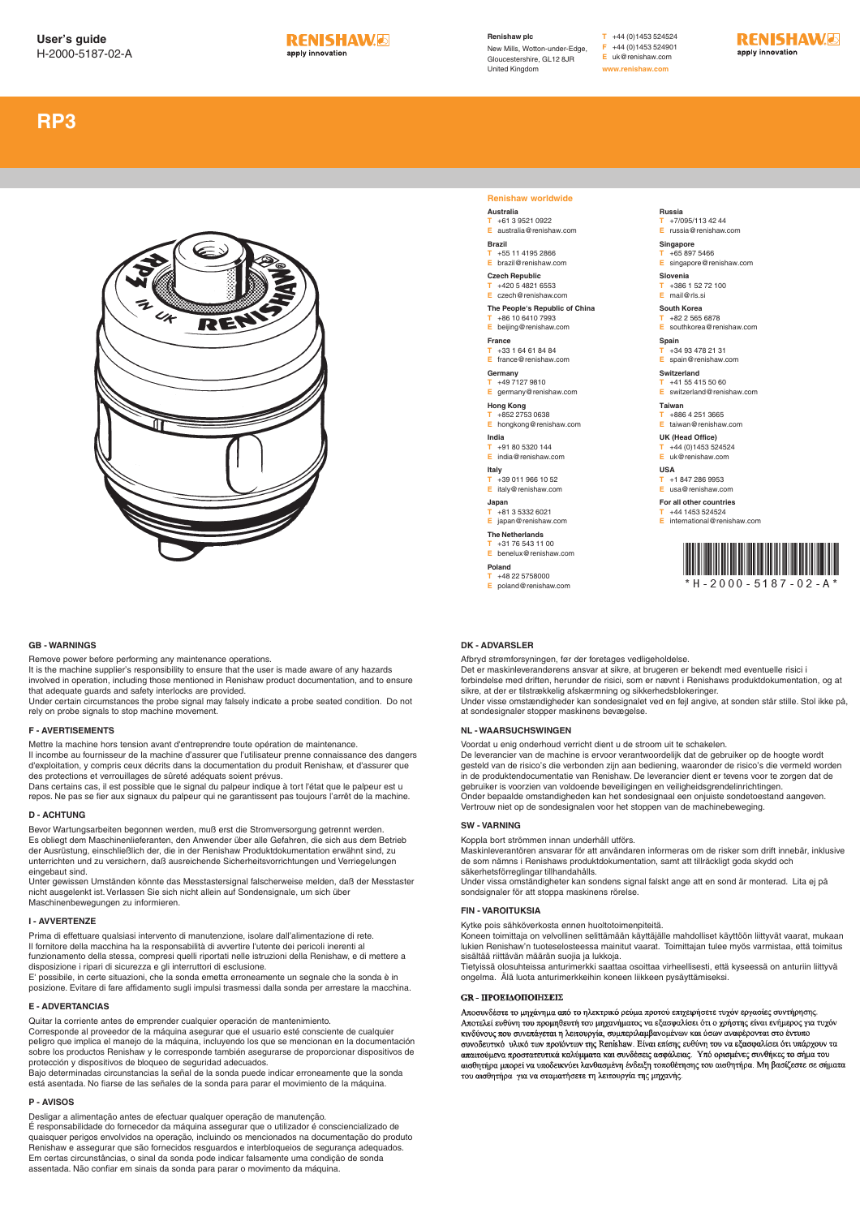User's guide
H-2000-5187-02-A

RENISHAW
apply innovation

**Renishaw plc**
New Mills, Wotton-under-Edge,
Gloucestershire, GL12 8JR
United Kingdom

T +44 (0)1453 524524
F +44 (0)1453 524901
E uk@renishaw.com
www.renishaw.com

# RP3

## Renishaw worldwide

**Australia**
T +61 3 9521 0922
E australia@renishaw.com

**Brazil**
T +55 11 4195 2866
E brazil@renishaw.com

**Czech Republic**
T +420 5 4821 6553
E czech@renishaw.com

**The People's Republic of China**
T +86 10 6410 7993
E beijing@renishaw.com

**France**
T +33 1 64 61 84 84
E france@renishaw.com

**Germany**
T +49 7127 9810
E germany@renishaw.com

**Hong Kong**
T +852 2753 0638
E hongkong@renishaw.com

**India**
T +91 80 5320 144
E india@renishaw.com

**Italy**
T +39 011 966 10 52
E italy@renishaw.com

**Japan**
T +81 3 5332 6021
E japan@renishaw.com

**The Netherlands**
T +31 76 543 11 00
E benelux@renishaw.com

**Poland**
T +48 22 5758000
E poland@renishaw.com

**Russia**
T +7/095/113 42 44
E russia@renishaw.com

**Singapore**
T +65 897 5466
E singapore@renishaw.com

**Slovenia**
T +386 1 52 72 100
E mail@rls.si

**South Korea**
T +82 2 565 6878
E southkorea@renishaw.com

**Spain**
T +34 93 478 21 31
E spain@renishaw.com

**Switzerland**
T +41 55 415 50 60
E switzerland@renishaw.com

**Taiwan**
T +886 4 251 3665
E taiwan@renishaw.com

**UK (Head Office)**
T +44 (0)1453 524524
E uk@renishaw.com

**USA**
T +1 847 286 9953
E usa@renishaw.com

**For all other countries**
T +44 1453 524524
E international@renishaw.com

*H-2000-5187-02-A*

### GB - WARNINGS

Remove power before performing any maintenance operations.
It is the machine supplier's responsibility to ensure that the user is made aware of any hazards involved in operation, including those mentioned in Renishaw product documentation, and to ensure that adequate guards and safety interlocks are provided.
Under certain circumstances the probe signal may falsely indicate a probe seated condition. Do not rely on probe signals to stop machine movement.

### F - AVERTISEMENTS

Mettre la machine hors tension avant d'entreprendre toute opération de maintenance.
Il incombe au fournisseur de la machine d'assurer que l'utilisateur prenne connaissance des dangers d'exploitation, y compris ceux décrits dans la documentation du produit Renishaw, et d'assurer que des protections et verrouillages de sûreté adéquats soient prévus.
Dans certains cas, il est possible que le signal du palpeur indique à tort l'état que le palpeur est u repos. Ne pas se fier aux signaux du palpeur qui ne garantissent pas toujours l'arrêt de la machine.

### D - ACHTUNG

Bevor Wartungsarbeiten begonnen werden, muß erst die Stromversorgung getrennt werden.
Es obliegt dem Maschinenlieferanten, den Anwender über alle Gefahren, die sich aus dem Betrieb der Ausrüstung, einschließlich der, die in der Renishaw Produktdokumentation erwähnt sind, zu unterrichten und zu versichern, daß ausreichende Sicherheitsvorrichtungen und Verriegelungen eingebaut sind.
Unter gewissen Umständen könnte das Messtastersignal falscherweise melden, daß der Messtaster nicht ausgelenkt ist. Verlassen Sie sich nicht allein auf Sondensignale, um sich über Maschinenbewegungen zu informieren.

### I - AVVERTENZE

Prima di effettuare qualsiasi intervento di manutenzione, isolare dall'alimentazione di rete.
Il fornitore della macchina ha la responsabilità di avvertire l'utente dei pericoli inerenti al funzionamento della stessa, compresi quelli riportati nelle istruzioni della Renishaw, e di mettere a disposizione i ripari di sicurezza e gli interruttori di esclusione.
E' possibile, in certe situazioni, che la sonda emetta erroneamente un segnale che la sonda è in posizione. Evitare di fare affidamento sugli impulsi trasmessi dalla sonda per arrestare la macchina.

### E - ADVERTANCIAS

Quitar la corriente antes de emprender cualquier operación de mantenimiento.
Corresponde al proveedor de la máquina asegurar que el usuario esté consciente de cualquier peligro que implica el manejo de la máquina, incluyendo los que se mencionan en la documentación sobre los productos Renishaw y le corresponde también asegurarse de proporcionar dispositivos de protección y dispositivos de bloqueo de seguridad adecuados.
Bajo determinadas circunstancias la señal de la sonda puede indicar erroneamente que la sonda está asentada. No fiarse de las señales de la sonda para parar el movimiento de la máquina.

### P - AVISOS

Desligar a alimentação antes de efectuar qualquer operação de manutenção.
É responsabilidade do fornecedor da máquina assegurar que o utilizador é consciencializado de quaisquer perigos envolvidos na operação, incluindo os mencionados na documentação do produto Renishaw e assegurar que são fornecidos resguardos e interbloqueios de segurança adequados.
Em certas circunstâncias, o sinal da sonda pode indicar falsamente uma condição de sonda assentada. Não confiar em sinais da sonda para parar o movimento da máquina.

### DK - ADVARSLER

Afbryd strømforsyningen, før der foretages vedligeholdelse.
Det er maskinleverandørens ansvar at sikre, at brugeren er bekendt med eventuelle risici i forbindelse med driften, herunder de risici, som er nævnt i Renishaws produktdokumentation, og at sikre, at der er tilstrækkelig afskærmning og sikkerhedsblokeringer.
Under visse omstændigheder kan sondesignalet ved en fejl angive, at sonden står stille. Stol ikke på, at sondesignaler stopper maskinens bevægelse.

### NL - WAARSCHUWINGEN

Voordat u enig onderhoud verricht dient u de stroom uit te schakelen.
De leverancier van de machine is ervoor verantwoordelijk dat de gebruiker op de hoogte wordt gesteld van de risico's die verbonden zijn aan bediening, waaronder de risico's die vermeld worden in de produktendocumentatie van Renishaw. De leverancier dient er tevens voor te zorgen dat de gebruiker is voorzien van voldoende beveiligingen en veiligheidsgrendelinrichtingen.
Onder bepaalde omstandigheden kan het sondesignaal een onjuiste sondetoestand aangeven. Vertrouw niet op de sondesignalen voor het stoppen van de machinebeweging.

### SW - VARNING

Koppla bort strömmen innan underhåll utförs.
Maskinleverantören ansvarar för att användaren informeras om de risker som drift innebär, inklusive de som nämns i Renishaws produktdokumentation, samt att tillräckligt goda skydd och säkerhetsförreglingar tillhandahålls.
Under vissa omständigheter kan sondens signal falskt ange att en sond är monterad. Lita ej på sondsignaler för att stoppa maskinens rörelse.

### FIN - VAROITUKSIA

Kytke pois sähköverkosta ennen huoltotoimenpiteitä.
Koneen toimittaja on velvollinen selittämään käyttäjälle mahdolliset käyttöön liittyvät vaarat, mukaan lukien Renishaw'n tuoteselosteessa mainitut vaarat. Toimittajan tulee myös varmistaa, että toimitus sisältää riittävän määrän suojia ja lukkoja.
Tietyissä olosuhteissa anturimerkki saattaa osoittaa virheellisesti, että kyseessä on anturiin liittyvä ongelma. Älä luota anturimerkkeihin koneen liikkeen pysäyttämiseksi.

### GR - ΠΡΟΕΙΔΟΠΟΙΗΣΕΙΣ

Αποσυνδέστε το μηχάνημα από το ηλεκτρικό ρεύμα προτού επιχειρήσετε τυχόν εργασίες συντήρησης.
Αποτελεί ευθύνη του προμηθευτή του μηχανήματος να εξασφαλίσει ότι ο χρήστης είναι ενήμερος για τυχόν κινδύνους που συνεπάγεται η λειτουργία, συμπεριλαμβανομένων και όσων αναφέρονται στο έντυπο συνοδευτικό υλικό των προϊόντων της Renishaw. Είναι επίσης ευθύνη του να εξασφαλίσει ότι υπάρχουν τα απαιτούμενα προστατευτικά καλύμματα και συνδέσεις ασφάλειας. Υπό ορισμένες συνθήκες το σήμα του αισθητήρα μπορεί να υποδεικνύει λανθασμένη ένδειξη τοποθέτησης του αισθητήρα. Μη βασίζεστε σε σήματα του αισθητήρα για να σταματήσετε τη λειτουργία της μηχανής.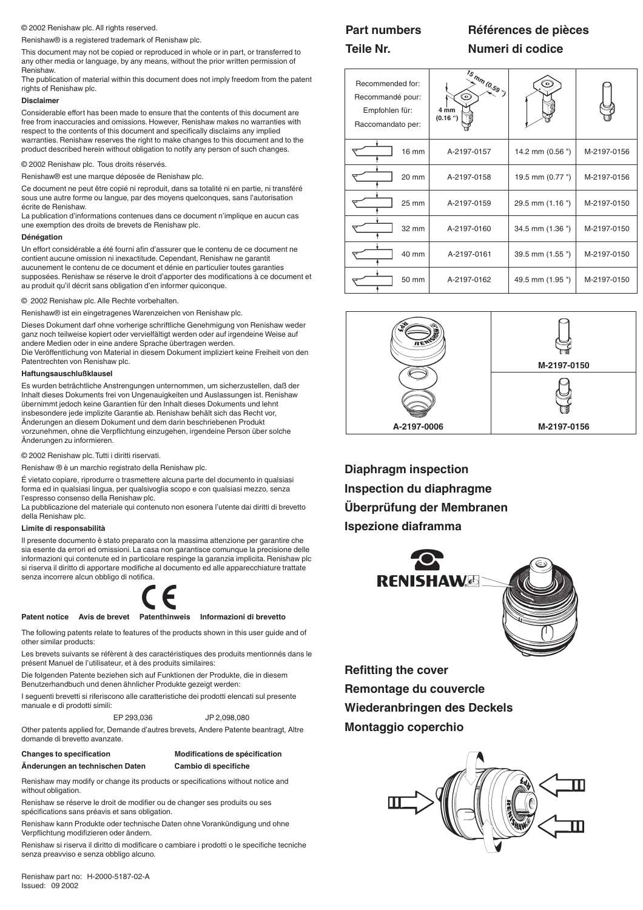© 2002 Renishaw plc. All rights reserved.

Renishaw® is a registered trademark of Renishaw plc.

This document may not be copied or reproduced in whole or in part, or transferred to any other media or language, by any means, without the prior written permission of Renishaw.

The publication of material within this document does not imply freedom from the patent rights of Renishaw plc.

**Disclaimer**

Considerable effort has been made to ensure that the contents of this document are free from inaccuracies and omissions. However, Renishaw makes no warranties with respect to the contents of this document and specifically disclaims any implied warranties. Renishaw reserves the right to make changes to this document and to the product described herein without obligation to notify any person of such changes.

© 2002 Renishaw plc. Tous droits réservés.

Renishaw® est une marque déposée de Renishaw plc.

Ce document ne peut être copié ni reproduit, dans sa totalité ni en partie, ni transféré sous une autre forme ou langue, par des moyens quelconques, sans l'autorisation écrite de Renishaw.

La publication d'informations contenues dans ce document n'implique en aucun cas une exemption des droits de brevets de Renishaw plc.

**Dénégation**

Un effort considérable a été fourni afin d'assurer que le contenu de ce document ne contient aucune omission ni inexactitude. Cependant, Renishaw ne garantit aucunement le contenu de ce document et dénie en particulier toutes garanties supposées. Renishaw se réserve le droit d'apporter des modifications à ce document et au produit qu'il décrit sans obligation d'en informer quiconque.

© 2002 Renishaw plc. Alle Rechte vorbehalten.

Renishaw® ist ein eingetragenes Warenzeichen von Renishaw plc.

Dieses Dokument darf ohne vorherige schriftliche Genehmigung von Renishaw weder ganz noch teilweise kopiert oder vervielfältigt werden oder auf irgendeine Weise auf andere Medien oder in eine andere Sprache übertragen werden.

Die Veröffentlichung von Material in diesem Dokument impliziert keine Freiheit von den Patentrechten von Renishaw plc.

**Haftungsausschlußklausel**

Es wurden beträchtliche Anstrengungen unternommen, um sicherzustellen, daß der Inhalt dieses Dokuments frei von Ungenauigkeiten und Auslassungen ist. Renishaw übernimmt jedoch keine Garantien für den Inhalt dieses Dokuments und lehnt insbesondere jede implizite Garantie ab. Renishaw behält sich das Recht vor, Änderungen an diesem Dokument und dem darin beschriebenen Produkt vorzunehmen, ohne die Verpflichtung einzugehen, irgendeine Person über solche Änderungen zu informieren.

© 2002 Renishaw plc. Tutti i diritti riservati.

Renishaw ® è un marchio registrato della Renishaw plc.

É vietato copiare, riprodurre o trasmettere alcuna parte del documento in qualsiasi forma ed in qualsiasi lingua, per qualsivoglia scopo e con qualsiasi mezzo, senza l'espresso consenso della Renishaw plc.

La pubblicazione del materiale qui contenuto non esonera l'utente dai diritti di brevetto della Renishaw plc.

**Limite di responsabilità**

Il presente documento è stato preparato con la massima attenzione per garantire che sia esente da errori ed omissioni. La casa non garantisce comunque la precisione delle informazioni qui contenute ed in particolare respinge la garanzia implicita. Renishaw plc si riserva il diritto di apportare modifiche al documento ed alle apparecchiature trattate senza incorrere alcun obbligo di notifica.

CE

**Patent notice   Avis de brevet   Patenthinweis   Informazioni di brevetto**

The following patents relate to features of the products shown in this user guide and of other similar products:

Les brevets suivants se réfèrent à des caractéristiques des produits mentionnés dans le présent Manuel de l'utilisateur, et à des produits similaires:

Die folgenden Patente beziehen sich auf Funktionen der Produkte, die in diesem Benutzerhandbuch und denen ähnlicher Produkte gezeigt werden:

I seguenti brevetti si riferiscono alle caratteristiche dei prodotti elencati sul presente manuale e di prodotti simili:

EP 293,036   JP 2,098,080

Other patents applied for, Demande d'autres brevets, Andere Patente beantragt, Altre domande di brevetto avanzate.

**Changes to specification   Modifications de spécification**

**Änderungen an technischen Daten   Cambio di specifiche**

Renishaw may modify or change its products or specifications without notice and without obligation.

Renishaw se réserve le droit de modifier ou de changer ses produits ou ses spécifications sans préavis et sans obligation.

Renishaw kann Produkte oder technische Daten ohne Vorankündigung und ohne Verpflichtung modifizieren oder ändern.

Renishaw si riserva il diritto di modificare o cambiare i prodotti o le specifiche tecniche senza preavviso e senza obbligo alcuno.

Renishaw part no: H-2000-5187-02-A
Issued: 09 2002

## Part numbers / Références de pièces / Teile Nr. / Numeri di codice

| Recommended for: / Recommandé pour: / Empfohlen für: / Raccomandato per: | 15 mm (0.59 "), 4 mm (0.16 ") | | |
|---|---|---|---|
| 16 mm | A-2197-0157 | 14.2 mm (0.56 ") | M-2197-0156 |
| 20 mm | A-2197-0158 | 19.5 mm (0.77 ") | M-2197-0156 |
| 25 mm | A-2197-0159 | 29.5 mm (1.16 ") | M-2197-0150 |
| 32 mm | A-2197-0160 | 34.5 mm (1.36 ") | M-2197-0150 |
| 40 mm | A-2197-0161 | 39.5 mm (1.55 ") | M-2197-0150 |
| 50 mm | A-2197-0162 | 49.5 mm (1.95 ") | M-2197-0150 |

| | |
|---|---|
| A-2197-0006 | M-2197-0150 |
| | M-2197-0156 |

## Diaphragm inspection
## Inspection du diaphragme
## Überprüfung der Membranen
## Ispezione diaframma

RENISHAW

## Refitting the cover
## Remontage du couvercle
## Wiederanbringen des Deckels
## Montaggio coperchio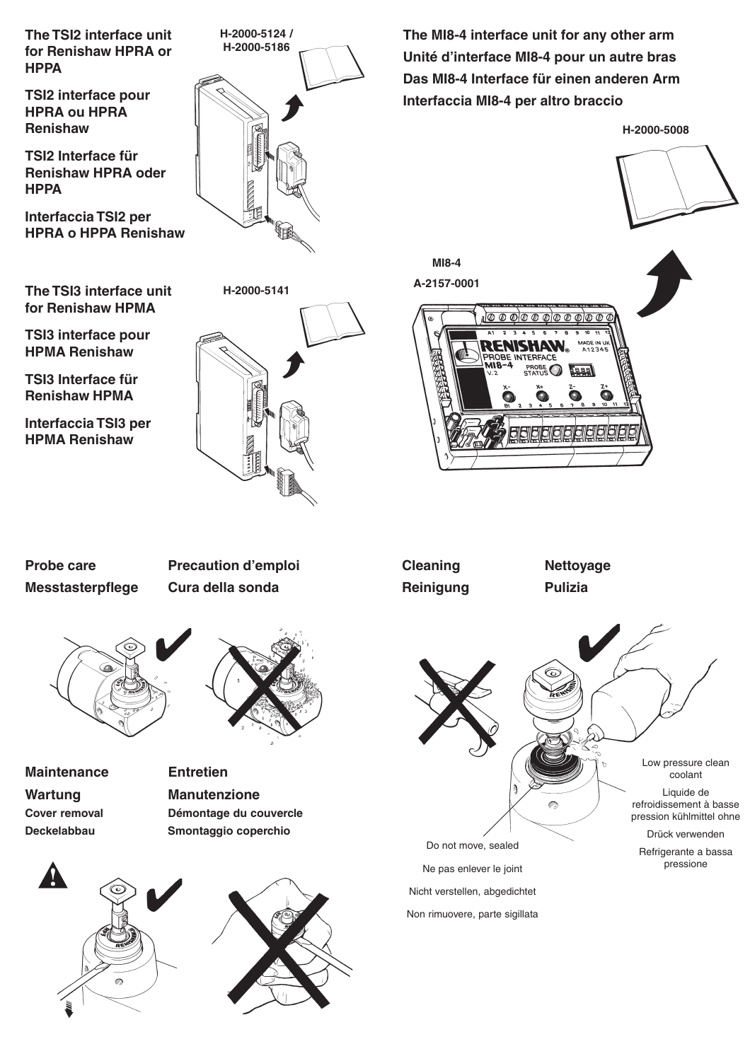**The TSI2 interface unit for Renishaw HPRA or HPPA**

**TSI2 interface pour HPRA ou HPRA Renishaw**

**TSI2 Interface für Renishaw HPRA oder HPPA**

**Interfaccia TSI2 per HPRA o HPPA Renishaw**

H-2000-5124 / H-2000-5186

**The TSI3 interface unit for Renishaw HPMA**

**TSI3 interface pour HPMA Renishaw**

**TSI3 Interface für Renishaw HPMA**

**Interfaccia TSI3 per HPMA Renishaw**

H-2000-5141

**The MI8-4 interface unit for any other arm**

**Unité d'interface MI8-4 pour un autre bras**

**Das MI8-4 Interface für einen anderen Arm**

**Interfaccia MI8-4 per altro braccio**

H-2000-5008

MI8-4

A-2157-0001

**Probe care** | **Precaution d'emploi**

**Messtasterpflege** | **Cura della sonda**

**Maintenance** | **Entretien**

**Wartung** | **Manutenzione**

**Cover removal** | **Démontage du couvercle**

**Deckelabbau** | **Smontaggio coperchio**

**Cleaning** | **Nettoyage**

**Reinigung** | **Pulizia**

Low pressure clean coolant

Liquide de refroidissement à basse pression kühlmittel ohne

Drück verwenden

Refrigerante a bassa pressione

Do not move, sealed

Ne pas enlever le joint

Nicht verstellen, abgedichtet

Non rimuovere, parte sigillata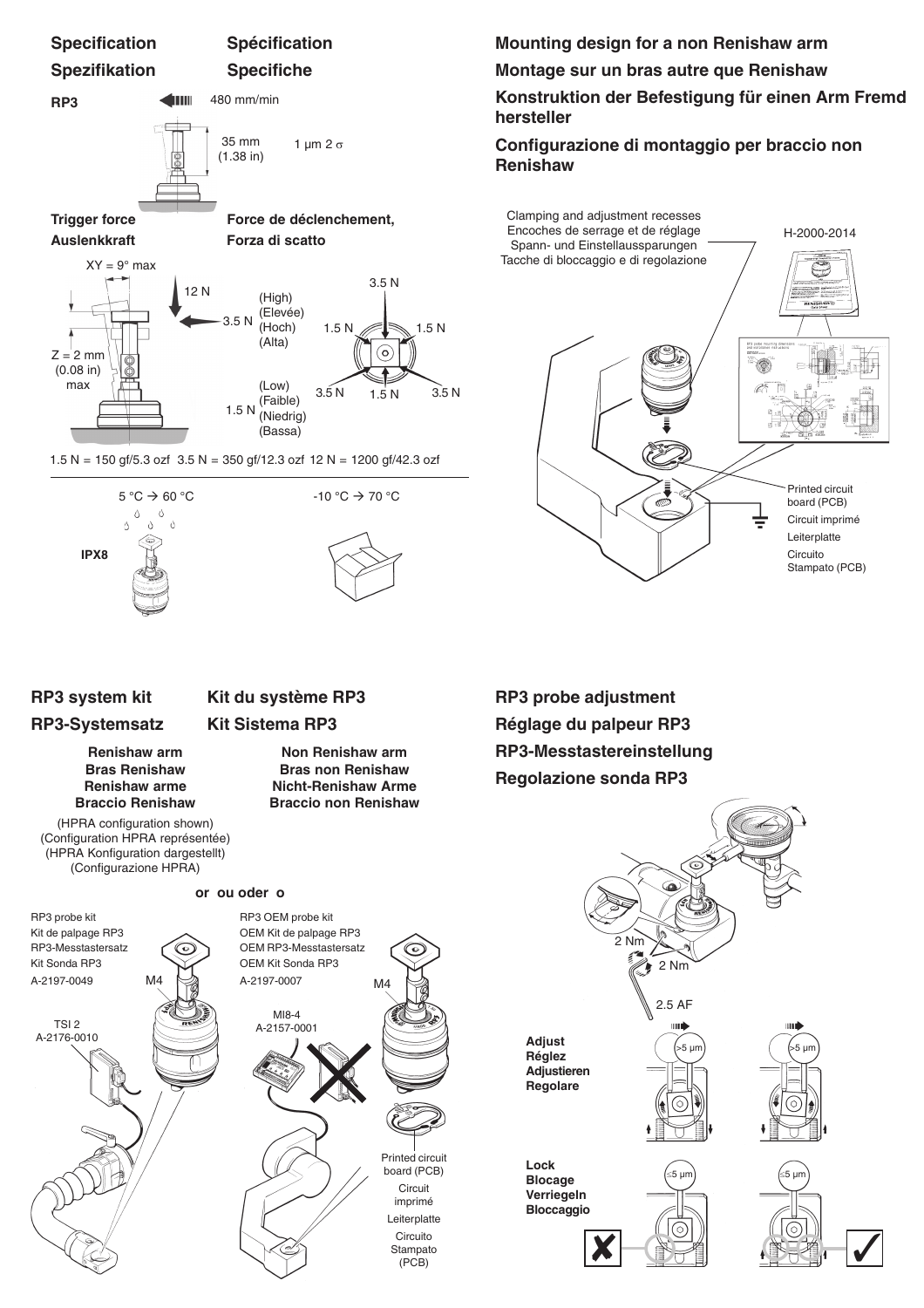## Specification / Spécification / Spezifikation / Specifiche

**RP3**

480 mm/min

35 mm (1.38 in)

1 µm 2 σ

**Trigger force / Force de déclenchement, / Auslenkkraft / Forza di scatto**

XY = 9° max

Z = 2 mm (0.08 in) max

12 N

3.5 N (High) (Elevée) (Hoch) (Alta)

1.5 N (Low) (Faible) (Niedrig) (Bassa)

3.5 N

1.5 N 1.5 N

3.5 N 1.5 N 3.5 N

1.5 N = 150 gf/5.3 ozf 3.5 N = 350 gf/12.3 ozf 12 N = 1200 gf/42.3 ozf

5 °C → 60 °C

-10 °C → 70 °C

IPX8

## Mounting design for a non Renishaw arm
## Montage sur un bras autre que Renishaw
## Konstruktion der Befestigung für einen Arm Fremd hersteller
## Configurazione di montaggio per braccio non Renishaw

Clamping and adjustment recesses
Encoches de serrage et de réglage
Spann- und Einstellaussparungen
Tacche di bloccaggio e di regolazione

H-2000-2014

Printed circuit board (PCB)
Circuit imprimé
Leiterplatte
Circuito Stampato (PCB)

## RP3 system kit / Kit du système RP3 / RP3-Systemsatz / Kit Sistema RP3

**Renishaw arm**
**Bras Renishaw**
**Renishaw arme**
**Braccio Renishaw**

(HPRA configuration shown)
(Configuration HPRA représentée)
(HPRA Konfiguration dargestellt)
(Configurazione HPRA)

**Non Renishaw arm**
**Bras non Renishaw**
**Nicht-Renishaw Arme**
**Braccio non Renishaw**

**or ou oder o**

RP3 probe kit
Kit de palpage RP3
RP3-Messtastersatz
Kit Sonda RP3
A-2197-0049

M4

TSI 2
A-2176-0010

RP3 OEM probe kit
OEM Kit de palpage RP3
OEM RP3-Messtastersatz
OEM Kit Sonda RP3
A-2197-0007

M4

MI8-4
A-2157-0001

Printed circuit board (PCB)
Circuit imprimé
Leiterplatte
Circuito Stampato (PCB)

## RP3 probe adjustment
## Réglage du palpeur RP3
## RP3-Messtastereinstellung
## Regolazione sonda RP3

2 Nm

2 Nm

2.5 AF

**Adjust**
**Réglez**
**Adjustieren**
**Regolare**

>5 µm

>5 µm

**Lock**
**Blocage**
**Verriegeln**
**Bloccaggio**

≤5 µm

≤5 µm